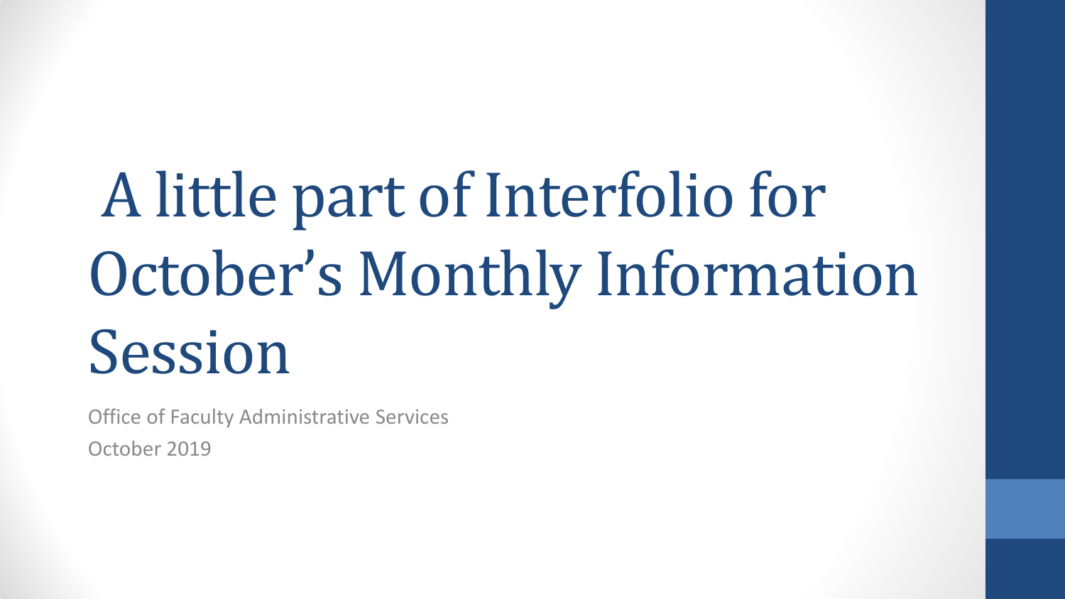# A little part of Interfolio for October's Monthly Information Session

Office of Faculty Administrative Services

October 2019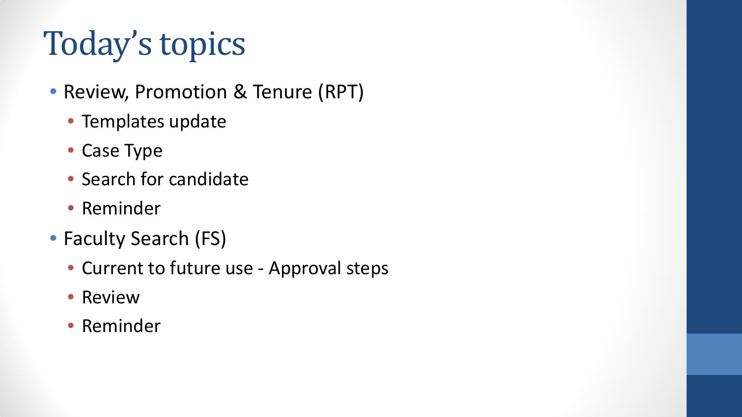# Today's topics

- Review, Promotion & Tenure (RPT)
  - Templates update
  - Case Type
  - Search for candidate
  - Reminder
- Faculty Search (FS)
  - Current to future use - Approval steps
  - Review
  - Reminder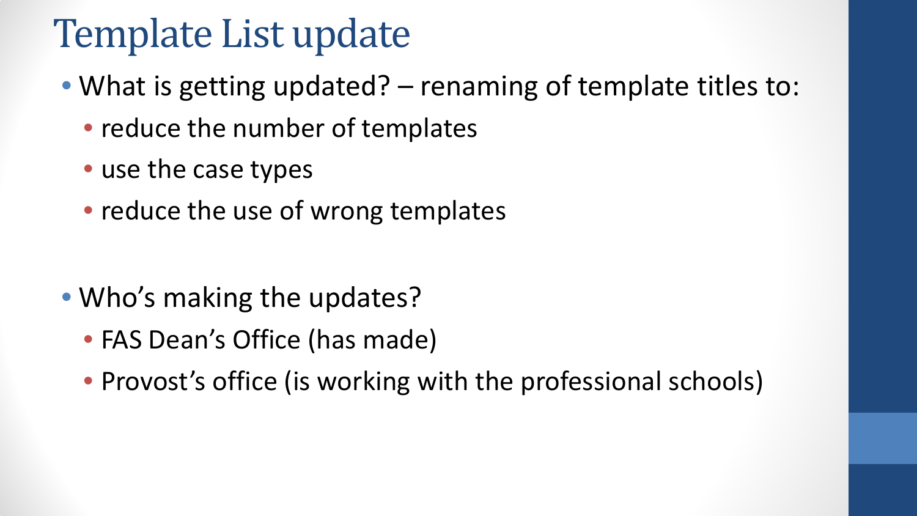# Template List update

- What is getting updated? – renaming of template titles to:
  - reduce the number of templates
  - use the case types
  - reduce the use of wrong templates

- Who's making the updates?
  - FAS Dean's Office (has made)
  - Provost's office (is working with the professional schools)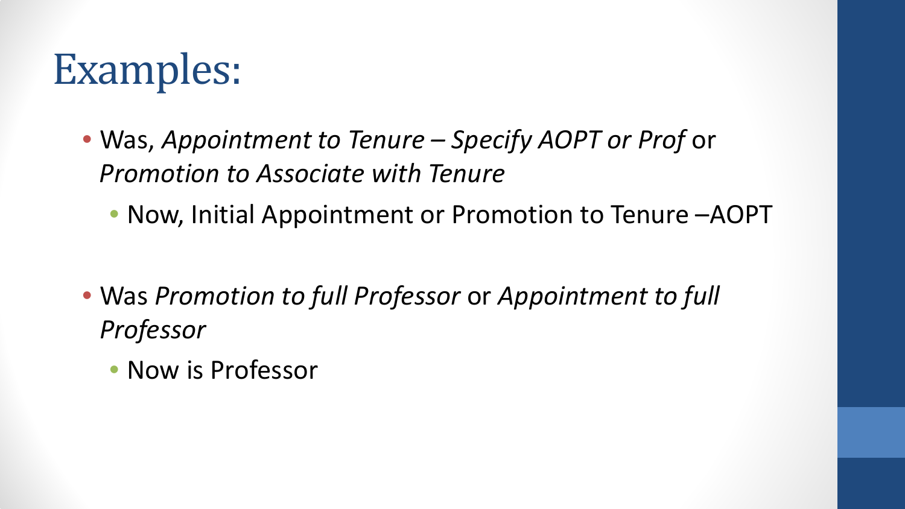# Examples:

- Was, *Appointment to Tenure – Specify AOPT or Prof* or *Promotion to Associate with Tenure*
  - Now, Initial Appointment or Promotion to Tenure –AOPT

- Was *Promotion to full Professor* or *Appointment to full Professor*
  - Now is Professor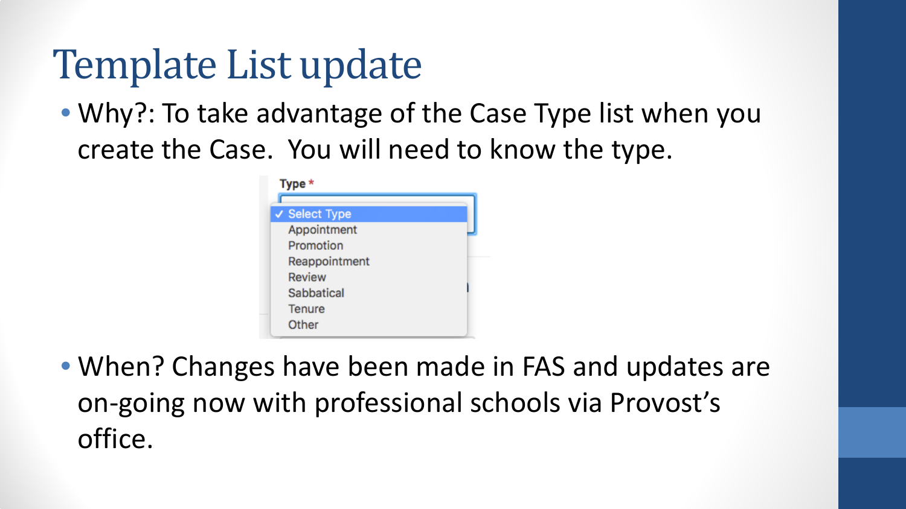# Template List update

- Why?: To take advantage of the Case Type list when you create the Case. You will need to know the type.

**Type** *

- ✓ Select Type
- Appointment
- Promotion
- Reappointment
- Review
- Sabbatical
- Tenure
- Other

- When? Changes have been made in FAS and updates are on-going now with professional schools via Provost's office.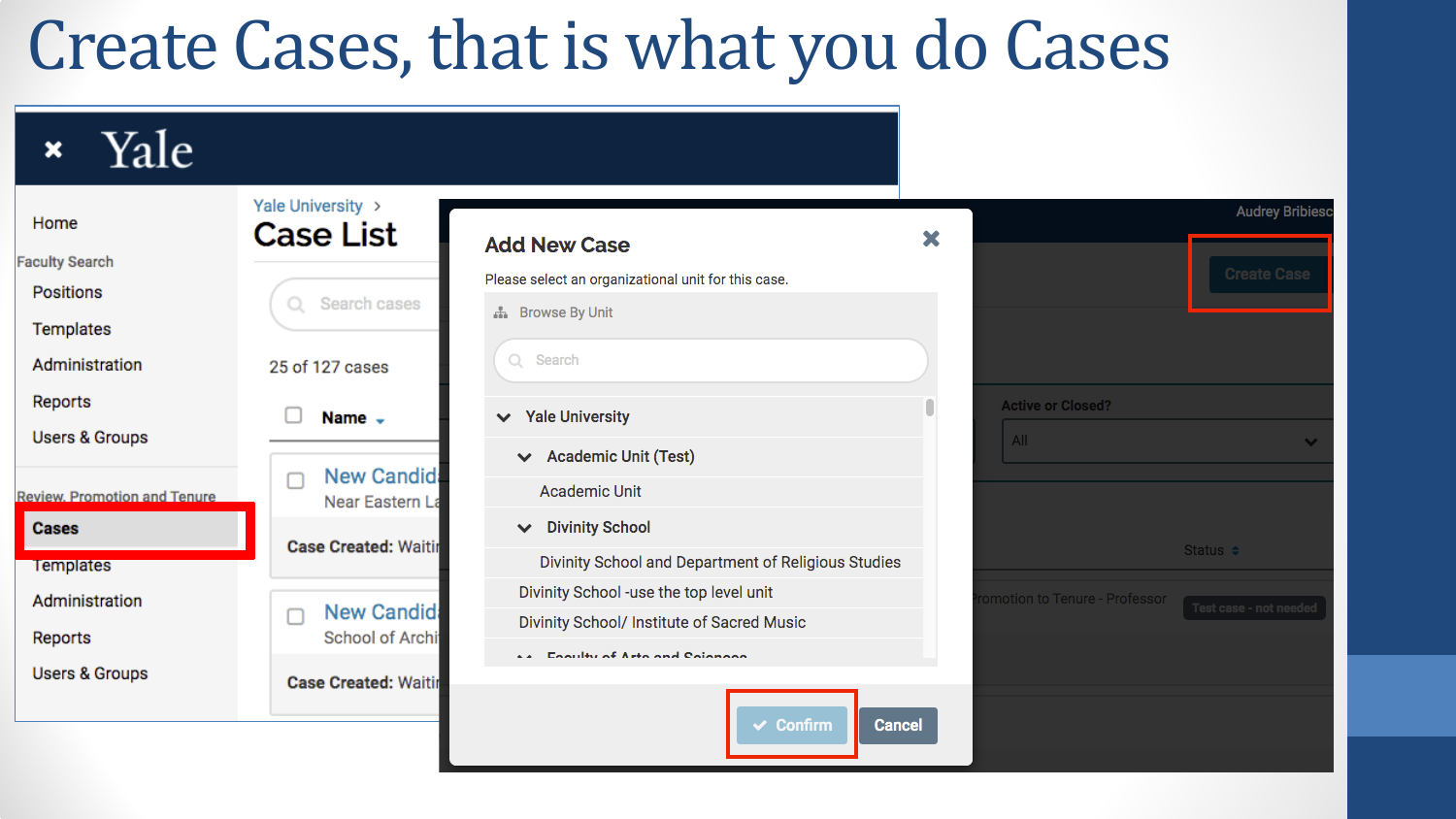# Create Cases, that is what you do Cases

Yale

- Home
- Faculty Search
  - Positions
  - Templates
  - Administration
  - Reports
  - Users & Groups
- Review, Promotion and Tenure
  - **Cases**
  - Templates
  - Administration
  - Reports
  - Users & Groups

Yale University >

## Case List

Search cases

25 of 127 cases

**Name**

New Candid
Near Eastern La
**Case Created:** Waitin

New Candid
School of Archi
**Case Created:** Waitin

Audrey Bribiesc

Create Case

Active or Closed?
All

Status

Promotion to Tenure - Professor
Test case - not needed

### Add New Case

Please select an organizational unit for this case.

Browse By Unit

Search

- Yale University
  - Academic Unit (Test)
    - Academic Unit
  - Divinity School
    - Divinity School and Department of Religious Studies
  - Divinity School -use the top level unit
  - Divinity School/ Institute of Sacred Music
  - Faculty of Arts and Sciences

Confirm | Cancel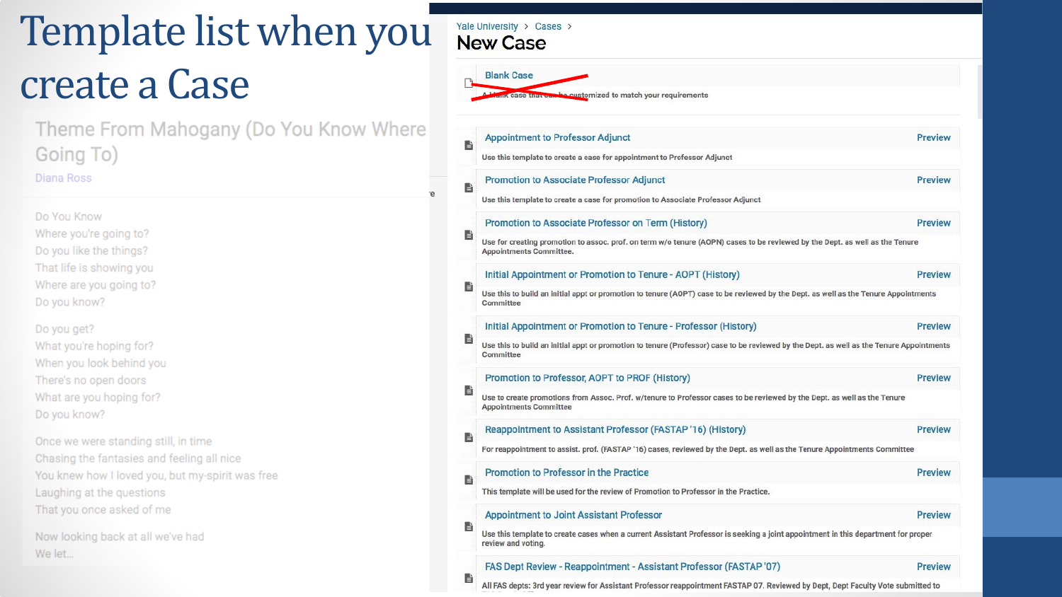# Template list when you create a Case

Yale University > Cases >

## New Case

~~Blank Case~~

~~A blank case that can be customized to match your requirements~~

**Appointment to Professor Adjunct** — Preview

Use this template to create a case for appointment to Professor Adjunct

**Promotion to Associate Professor Adjunct** — Preview

Use this template to create a case for promotion to Associate Professor Adjunct

**Promotion to Associate Professor on Term (History)** — Preview

Use for creating promotion to assoc. prof. on term w/o tenure (AOPN) cases to be reviewed by the Dept. as well as the Tenure Appointments Committee.

**Initial Appointment or Promotion to Tenure - AOPT (History)** — Preview

Use this to build an initial appt or promotion to tenure (AOPT) case to be reviewed by the Dept. as well as the Tenure Appointments Committee

**Initial Appointment or Promotion to Tenure - Professor (History)** — Preview

Use this to build an initial appt or promotion to tenure (Professor) case to be reviewed by the Dept. as well as the Tenure Appointments Committee

**Promotion to Professor, AOPT to PROF (History)** — Preview

Use to create promotions from Assoc. Prof. w/tenure to Professor cases to be reviewed by the Dept. as well as the Tenure Appointments Committee

**Reappointment to Assistant Professor (FASTAP '16) (History)** — Preview

For reappointment to assist. prof. (FASTAP '16) cases, reviewed by the Dept. as well as the Tenure Appointments Committee

**Promotion to Professor in the Practice** — Preview

This template will be used for the review of Promotion to Professor in the Practice.

**Appointment to Joint Assistant Professor** — Preview

Use this template to create cases when a current Assistant Professor is seeking a joint appointment in this department for proper review and voting.

**FAS Dept Review - Reappointment - Assistant Professor (FASTAP '07)** — Preview

All FAS depts: 3rd year review for Assistant Professor reappointment FASTAP 07. Reviewed by Dept, Dept Faculty Vote submitted to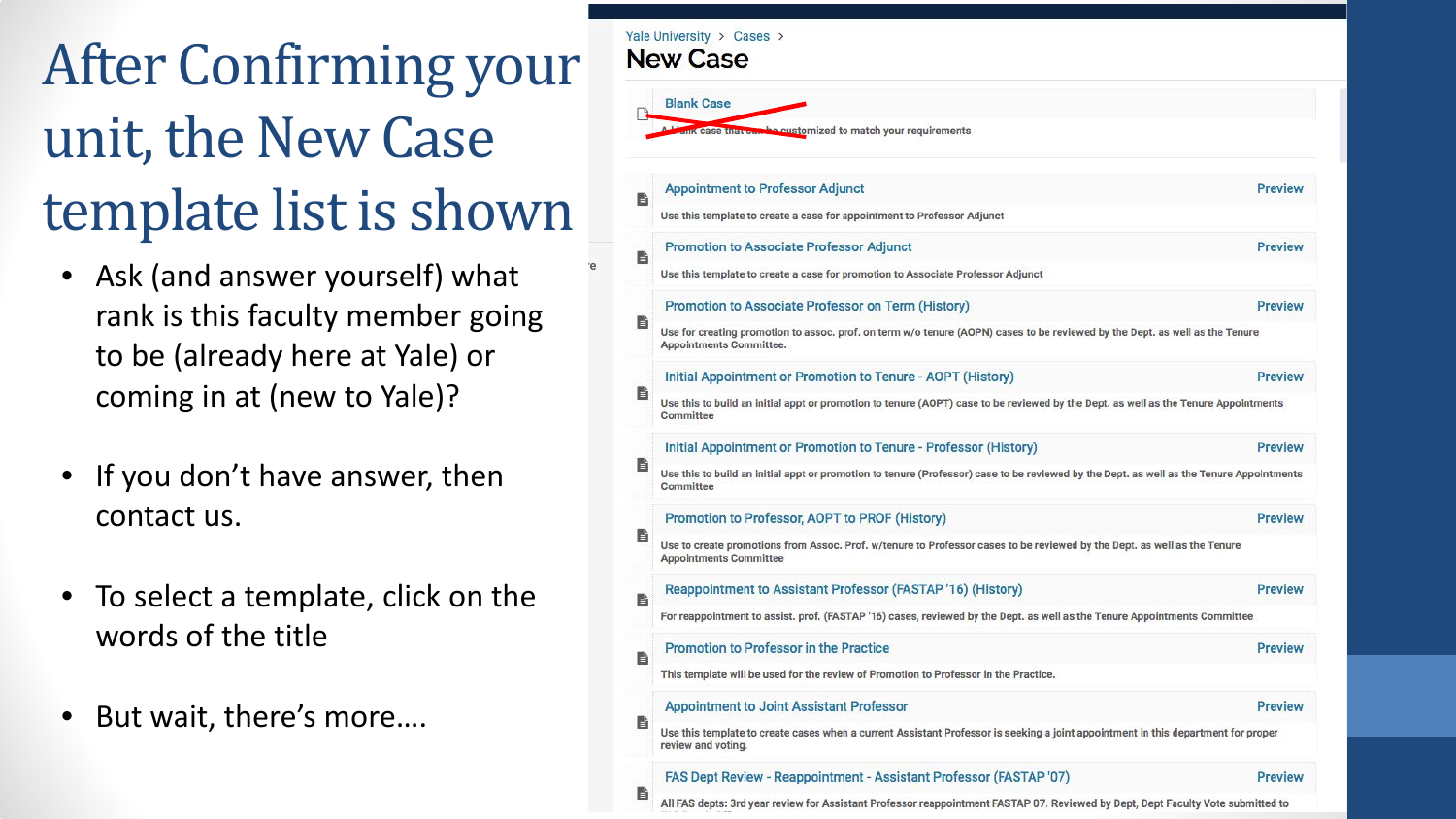# After Confirming your unit, the New Case template list is shown

- Ask (and answer yourself) what rank is this faculty member going to be (already here at Yale) or coming in at (new to Yale)?
- If you don't have answer, then contact us.
- To select a template, click on the words of the title
- But wait, there's more….

Yale University > Cases >

## New Case

~~Blank Case~~

~~A blank case that can be customized to match your requirements~~

**Appointment to Professor Adjunct** — Preview
Use this template to create a case for appointment to Professor Adjunct

**Promotion to Associate Professor Adjunct** — Preview
Use this template to create a case for promotion to Associate Professor Adjunct

**Promotion to Associate Professor on Term (History)** — Preview
Use for creating promotion to assoc. prof. on term w/o tenure (AOPN) cases to be reviewed by the Dept. as well as the Tenure Appointments Committee.

**Initial Appointment or Promotion to Tenure - AOPT (History)** — Preview
Use this to build an initial appt or promotion to tenure (AOPT) case to be reviewed by the Dept. as well as the Tenure Appointments Committee

**Initial Appointment or Promotion to Tenure - Professor (History)** — Preview
Use this to build an initial appt or promotion to tenure (Professor) case to be reviewed by the Dept. as well as the Tenure Appointments Committee

**Promotion to Professor, AOPT to PROF (History)** — Preview
Use to create promotions from Assoc. Prof. w/tenure to Professor cases to be reviewed by the Dept. as well as the Tenure Appointments Committee

**Reappointment to Assistant Professor (FASTAP '16) (History)** — Preview
For reappointment to assist. prof. (FASTAP '16) cases, reviewed by the Dept. as well as the Tenure Appointments Committee

**Promotion to Professor in the Practice** — Preview
This template will be used for the review of Promotion to Professor in the Practice.

**Appointment to Joint Assistant Professor** — Preview
Use this template to create cases when a current Assistant Professor is seeking a joint appointment in this department for proper review and voting.

**FAS Dept Review - Reappointment - Assistant Professor (FASTAP '07)** — Preview
All FAS depts: 3rd year review for Assistant Professor reappointment FASTAP 07. Reviewed by Dept, Dept Faculty Vote submitted to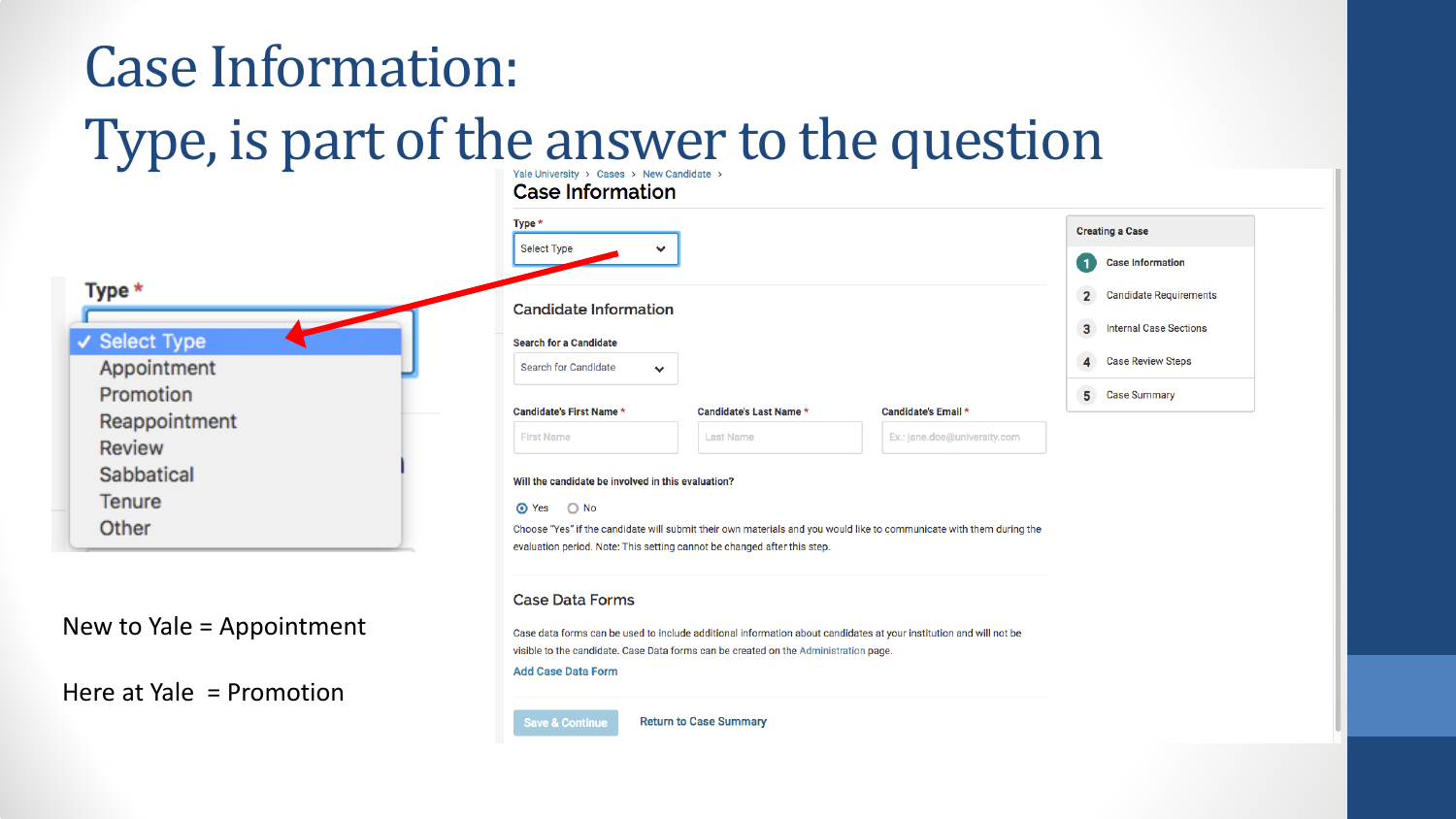# Case Information:
# Type, is part of the answer to the question

Type *

- ✓ Select Type
- Appointment
- Promotion
- Reappointment
- Review
- Sabbatical
- Tenure
- Other

New to Yale = Appointment

Here at Yale = Promotion

Yale University › Cases › New Candidate ›

## Case Information

Type *

Select Type

### Candidate Information

Search for a Candidate

Search for Candidate

Candidate's First Name * — First Name

Candidate's Last Name * — Last Name

Candidate's Email * — Ex.: jane.doe@university.com

Will the candidate be involved in this evaluation?

- Yes
- No

Choose "Yes" if the candidate will submit their own materials and you would like to communicate with them during the evaluation period. Note: This setting cannot be changed after this step.

### Case Data Forms

Case data forms can be used to include additional information about candidates at your institution and will not be visible to the candidate. Case Data forms can be created on the Administration page.

Add Case Data Form

Save & Continue | Return to Case Summary

**Creating a Case**

1. Case Information
2. Candidate Requirements
3. Internal Case Sections
4. Case Review Steps
5. Case Summary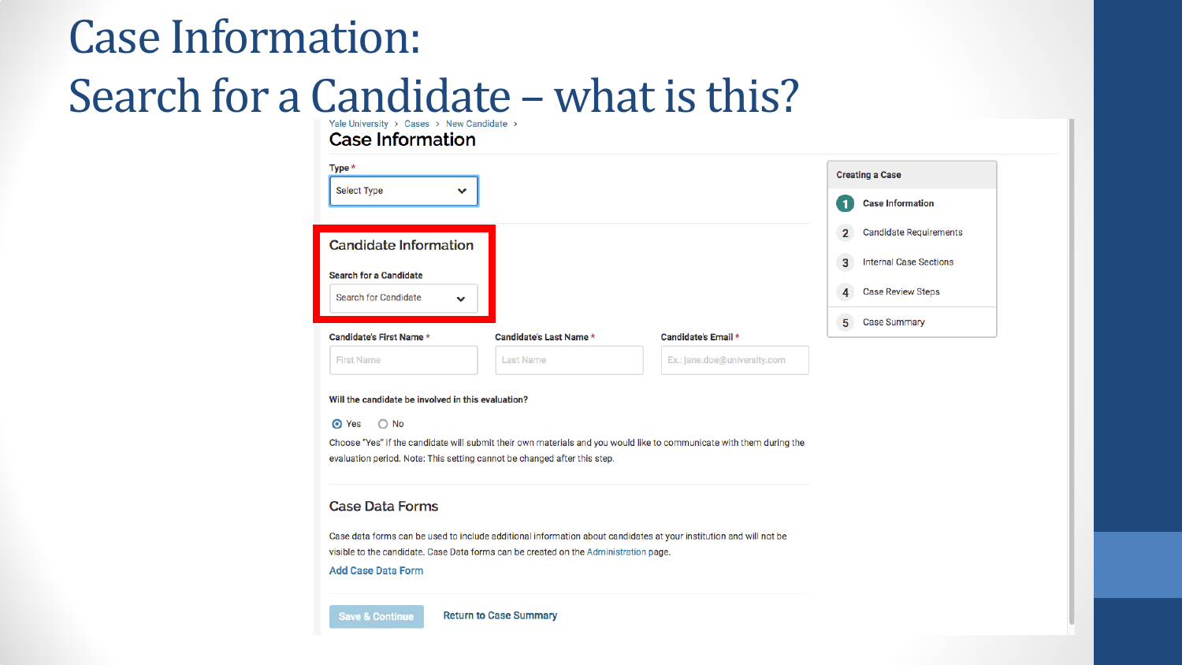# Case Information:
# Search for a Candidate – what is this?

Yale University › Cases › New Candidate ›

## Case Information

**Type** *

Select Type

### Candidate Information

**Search for a Candidate**

Search for Candidate

**Candidate's First Name** * | **Candidate's Last Name** * | **Candidate's Email** *

First Name | Last Name | Ex.: jane.doe@university.com

**Will the candidate be involved in this evaluation?**

- Yes
- No

Choose "Yes" if the candidate will submit their own materials and you would like to communicate with them during the evaluation period. Note: This setting cannot be changed after this step.

### Case Data Forms

Case data forms can be used to include additional information about candidates at your institution and will not be visible to the candidate. Case Data forms can be created on the Administration page.

Add Case Data Form

Save & Continue | Return to Case Summary

**Creating a Case**

1. Case Information
2. Candidate Requirements
3. Internal Case Sections
4. Case Review Steps
5. Case Summary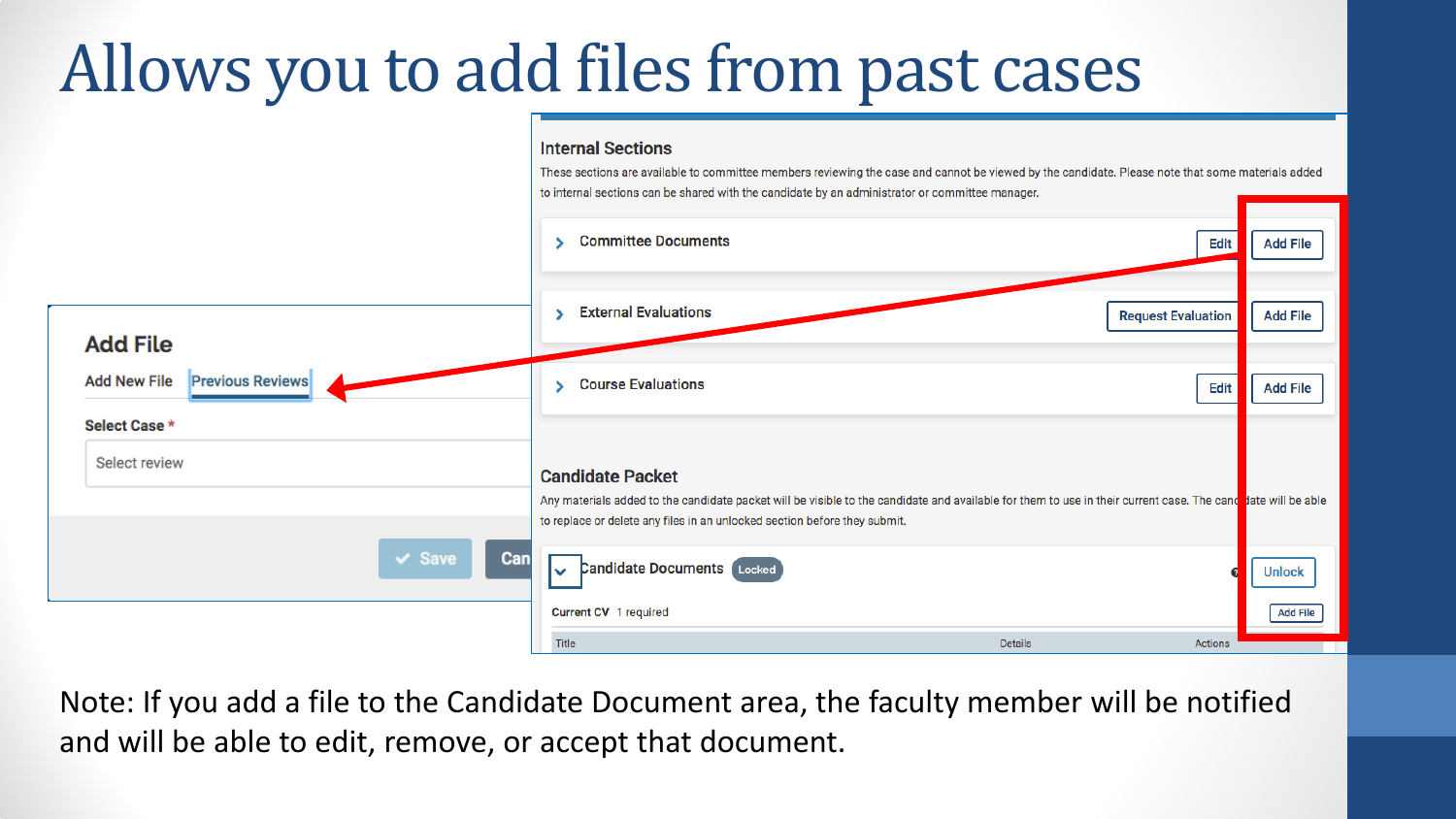# Allows you to add files from past cases

Internal Sections

These sections are available to committee members reviewing the case and cannot be viewed by the candidate. Please note that some materials added to internal sections can be shared with the candidate by an administrator or committee manager.

- Committee Documents — Edit | Add File
- External Evaluations — Request Evaluation | Add File
- Course Evaluations — Edit | Add File

Candidate Packet

Any materials added to the candidate packet will be visible to the candidate and available for them to use in their current case. The candidate will be able to replace or delete any files in an unlocked section before they submit.

- Candidate Documents (Locked) — Unlock
  - Current CV 1 required — Add File

| Title | Details | Actions |
|---|---|---|

**Add File**

Add New File | Previous Reviews

Select Case *

Select review

Save | Cancel

Note: If you add a file to the Candidate Document area, the faculty member will be notified and will be able to edit, remove, or accept that document.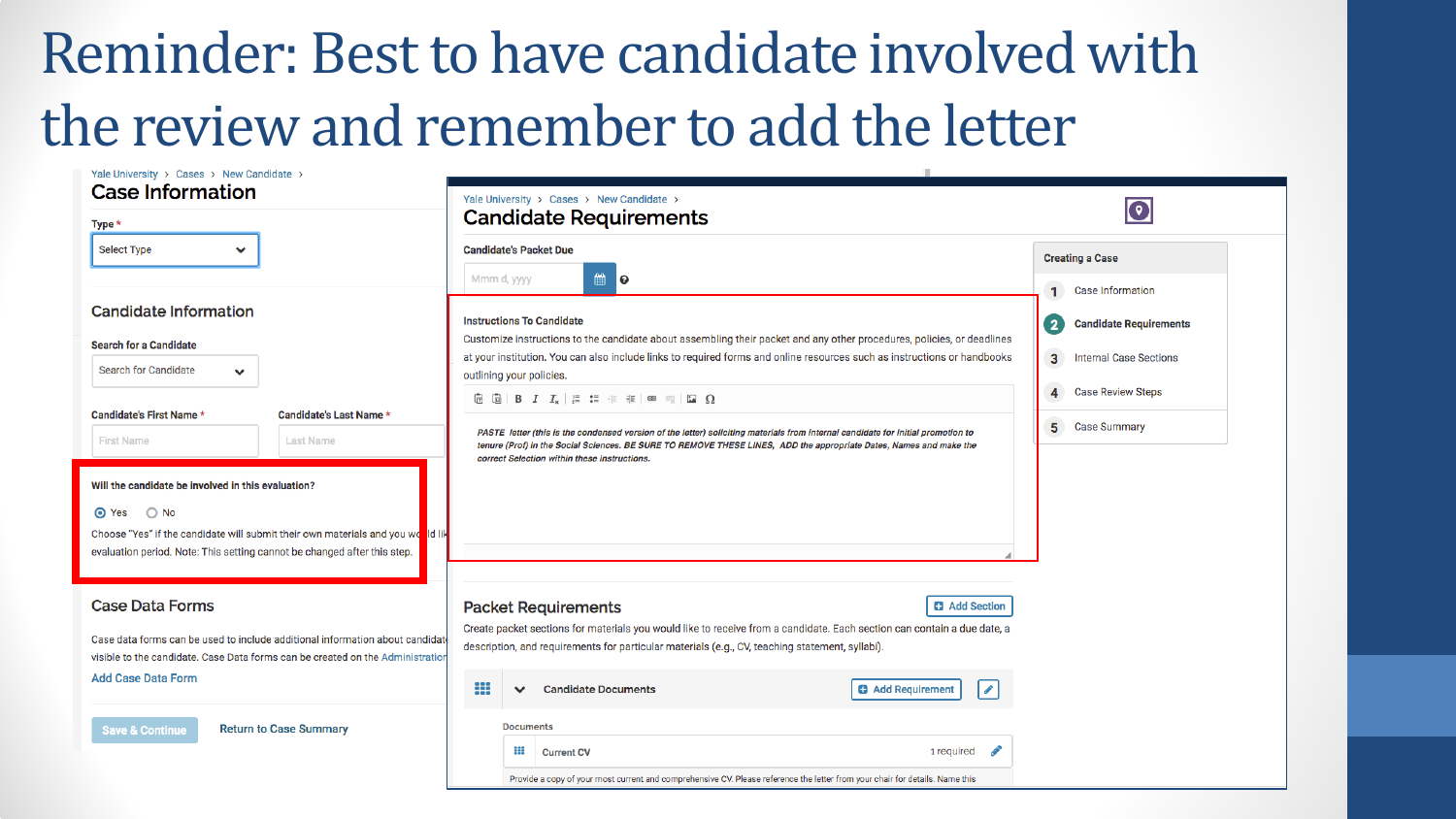# Reminder: Best to have candidate involved with the review and remember to add the letter

Yale University › Cases › New Candidate ›

## Case Information

Type *

Select Type

### Candidate Information

Search for a Candidate

Search for Candidate

Candidate's First Name * | Candidate's Last Name *

First Name | Last Name

Will the candidate be involved in this evaluation?

- (•) Yes
- ( ) No

Choose "Yes" if the candidate will submit their own materials and you would li... evaluation period. Note: This setting cannot be changed after this step.

### Case Data Forms

Case data forms can be used to include additional information about candidat... visible to the candidate. Case Data forms can be created on the Administration...

Add Case Data Form

Save & Continue | Return to Case Summary

---

Yale University › Cases › New Candidate ›

## Candidate Requirements

Candidate's Packet Due

Mmm d, yyyy

Instructions To Candidate

Customize instructions to the candidate about assembling their packet and any other procedures, policies, or deadlines at your institution. You can also include links to required forms and online resources such as instructions or handbooks outlining your policies.

*PASTE letter (this is the condensed version of the letter) soliciting materials from internal candidate for initial promotion to tenure (Prof) in the Social Sciences. BE SURE TO REMOVE THESE LINES, ADD the appropriate Dates, Names and make the correct Selection within these instructions.*

### Packet Requirements

Add Section

Create packet sections for materials you would like to receive from a candidate. Each section can contain a due date, a description, and requirements for particular materials (e.g., CV, teaching statement, syllabi).

Candidate Documents — Add Requirement

Documents

Current CV — 1 required

Provide a copy of your most current and comprehensive CV. Please reference the letter from your chair for details. Name this

---

Creating a Case

1. Case Information
2. Candidate Requirements
3. Internal Case Sections
4. Case Review Steps
5. Case Summary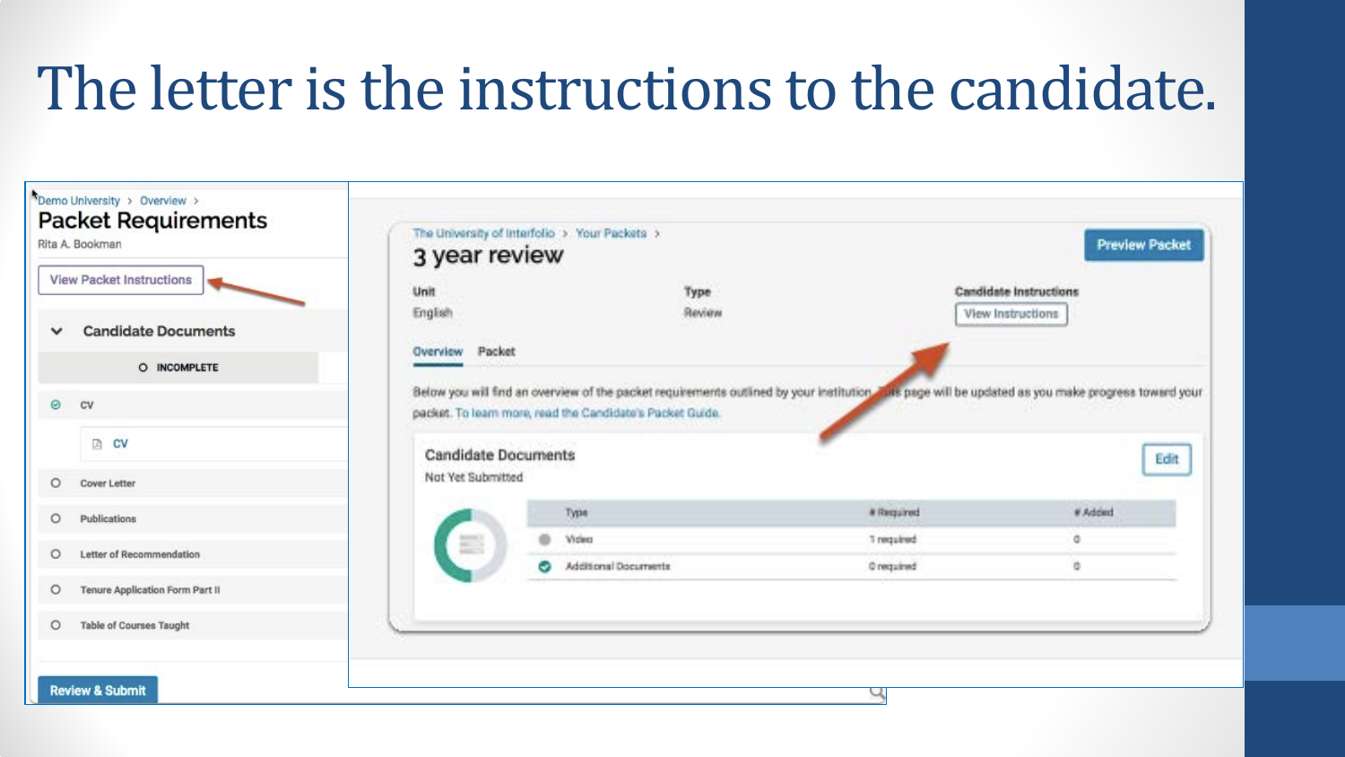# The letter is the instructions to the candidate.

Demo University > Overview >

## Packet Requirements

Rita A. Bookman

View Packet Instructions

**Candidate Documents**

INCOMPLETE

- CV
  - CV
- Cover Letter
- Publications
- Letter of Recommendation
- Tenure Application Form Part II
- Table of Courses Taught

Review & Submit

The University of Interfolio > Your Packets >

## 3 year review

Preview Packet

| Unit | Type | Candidate Instructions |
|---|---|---|
| English | Review | View Instructions |

Overview Packet

Below you will find an overview of the packet requirements outlined by your institution. This page will be updated as you make progress toward your packet. To learn more, read the Candidate's Packet Guide.

**Candidate Documents**

Not Yet Submitted

Edit

| Type | # Required | # Added |
|---|---|---|
| Video | 1 required | 0 |
| Additional Documents | 0 required | 0 |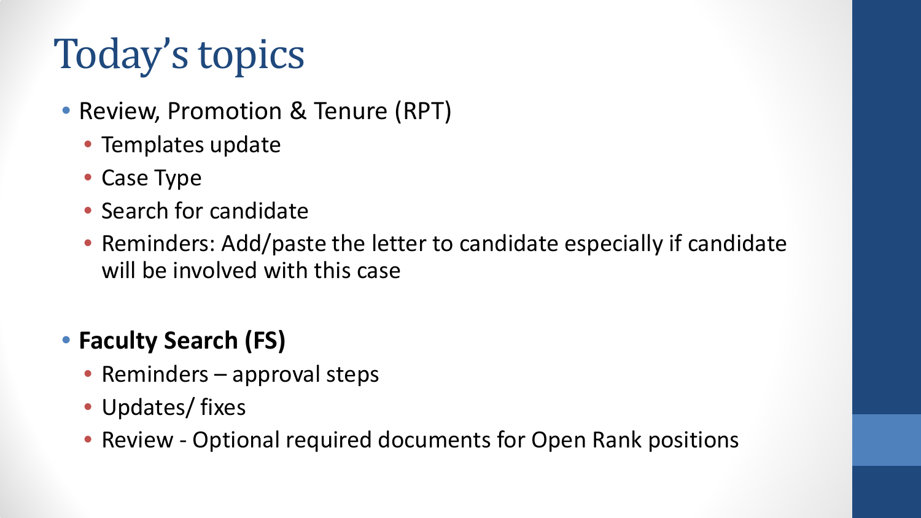# Today's topics

- Review, Promotion & Tenure (RPT)
  - Templates update
  - Case Type
  - Search for candidate
  - Reminders: Add/paste the letter to candidate especially if candidate will be involved with this case

- **Faculty Search (FS)**
  - Reminders – approval steps
  - Updates/ fixes
  - Review - Optional required documents for Open Rank positions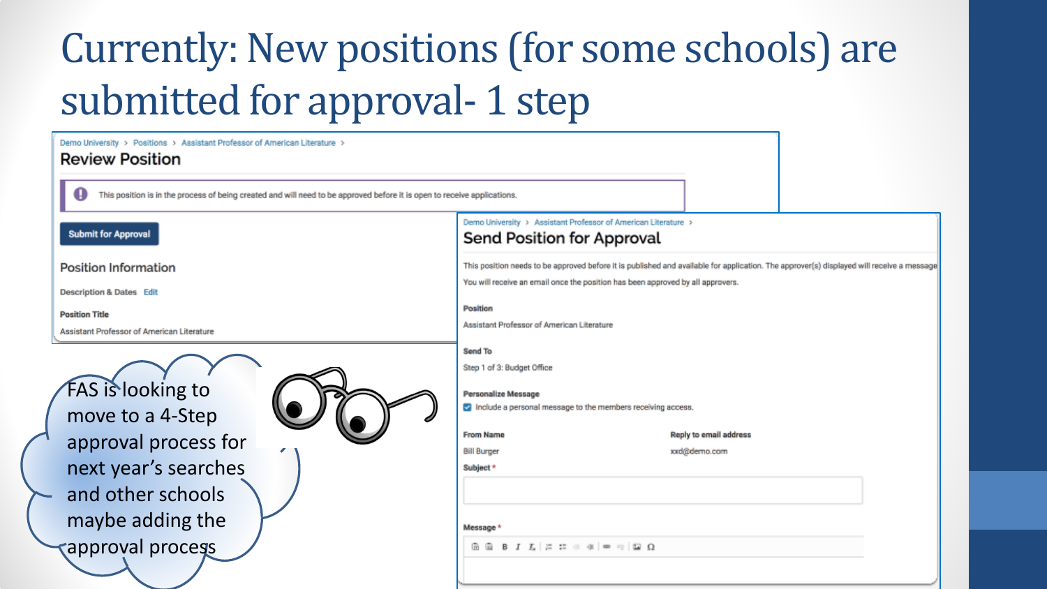# Currently: New positions (for some schools) are submitted for approval- 1 step

Demo University > Positions > Assistant Professor of American Literature >

## Review Position

This position is in the process of being created and will need to be approved before it is open to receive applications.

Submit for Approval

Position Information

Description & Dates Edit

**Position Title**

Assistant Professor of American Literature

Demo University > Assistant Professor of American Literature >

## Send Position for Approval

This position needs to be approved before it is published and available for application. The approver(s) displayed will receive a message

You will receive an email once the position has been approved by all approvers.

**Position**

Assistant Professor of American Literature

**Send To**

Step 1 of 3: Budget Office

**Personalize Message**

Include a personal message to the members receiving access.

**From Name**

Bill Burger

**Reply to email address**

xxd@demo.com

**Subject** *

**Message** *

FAS is looking to move to a 4-Step approval process for next year's searches and other schools maybe adding the approval process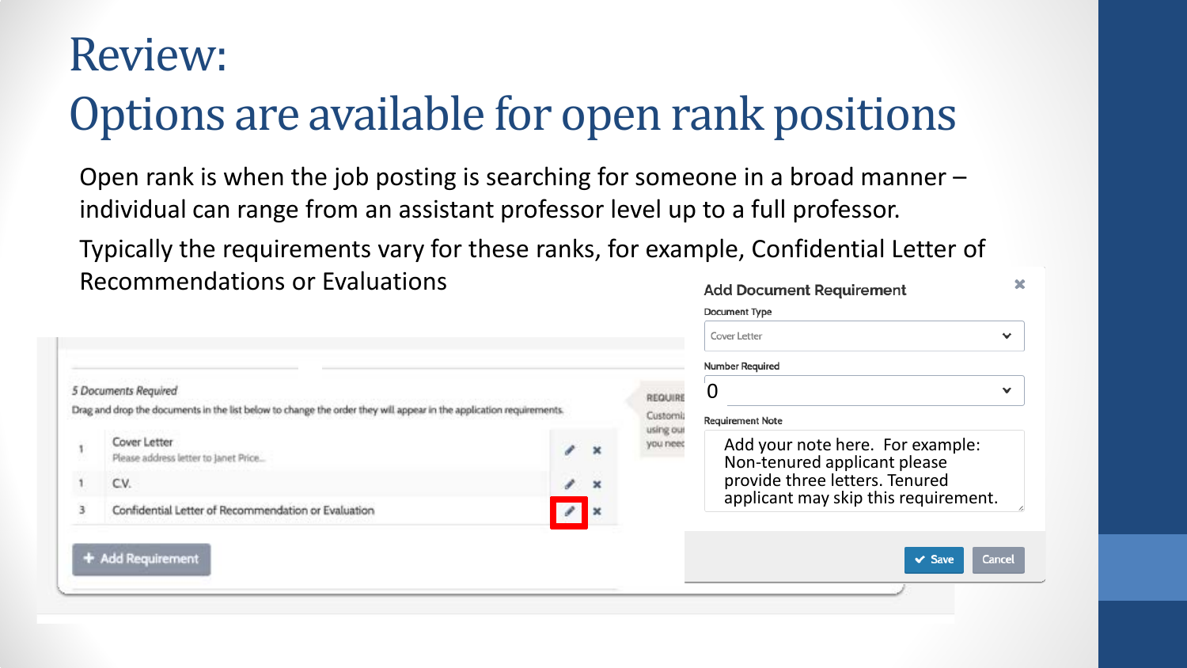# Review:
# Options are available for open rank positions

Open rank is when the job posting is searching for someone in a broad manner – individual can range from an assistant professor level up to a full professor.

Typically the requirements vary for these ranks, for example, Confidential Letter of Recommendations or Evaluations

*5 Documents Required*

Drag and drop the documents in the list below to change the order they will appear in the application requirements.

| | |
|---|---|
| 1 | Cover Letter<br>Please address letter to Janet Price... |
| 1 | C.V. |
| 3 | Confidential Letter of Recommendation or Evaluation |

+ Add Requirement

**Add Document Requirement**

Document Type

Cover Letter

Number Required

0

Requirement Note

Add your note here. For example: Non-tenured applicant please provide three letters. Tenured applicant may skip this requirement.

Save Cancel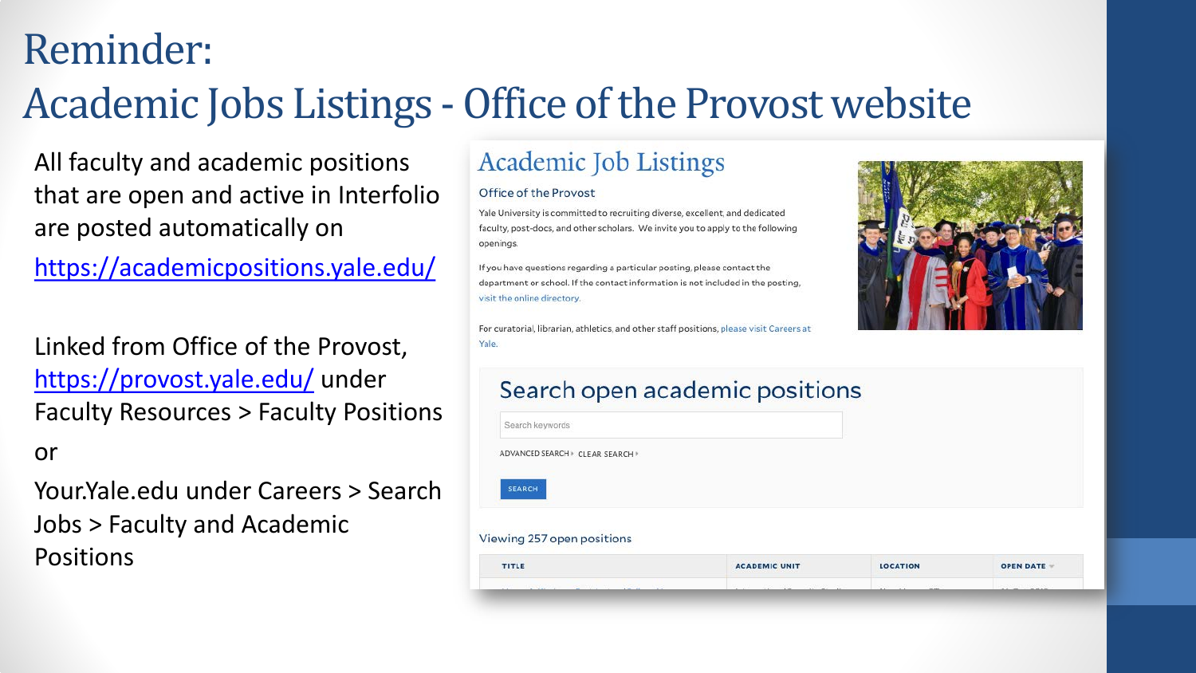# Reminder:
# Academic Jobs Listings - Office of the Provost website

All faculty and academic positions that are open and active in Interfolio are posted automatically on

https://academicpositions.yale.edu/

Linked from Office of the Provost, https://provost.yale.edu/ under Faculty Resources > Faculty Positions

or

Your.Yale.edu under Careers > Search Jobs > Faculty and Academic Positions

## Academic Job Listings

Office of the Provost

Yale University is committed to recruiting diverse, excellent, and dedicated faculty, post-docs, and other scholars. We invite you to apply to the following openings.

If you have questions regarding a particular posting, please contact the department or school. If the contact information is not included in the posting, visit the online directory.

For curatorial, librarian, athletics, and other staff positions, please visit Careers at Yale.

### Search open academic positions

Search keywords

ADVANCED SEARCH CLEAR SEARCH

SEARCH

Viewing 257 open positions

| TITLE | ACADEMIC UNIT | LOCATION | OPEN DATE |
| --- | --- | --- | --- |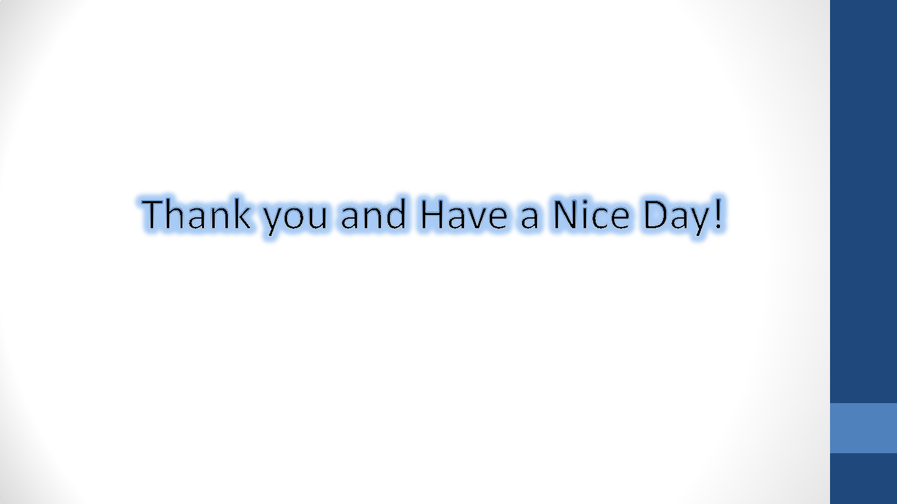# Thank you and Have a Nice Day!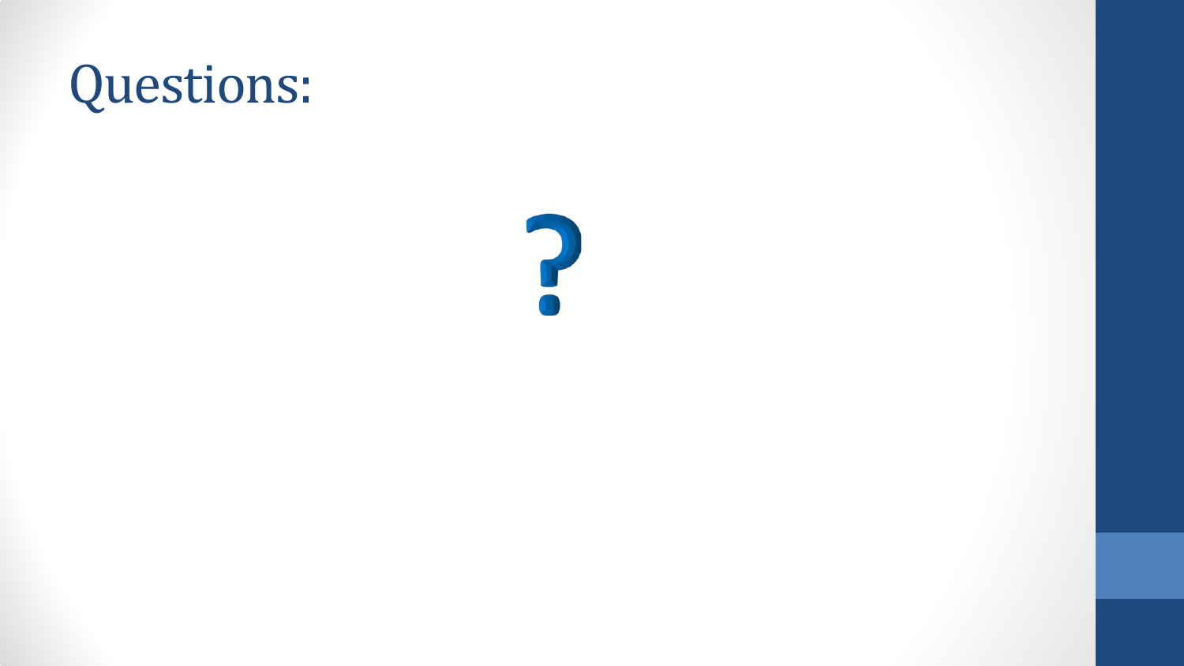# Questions:

?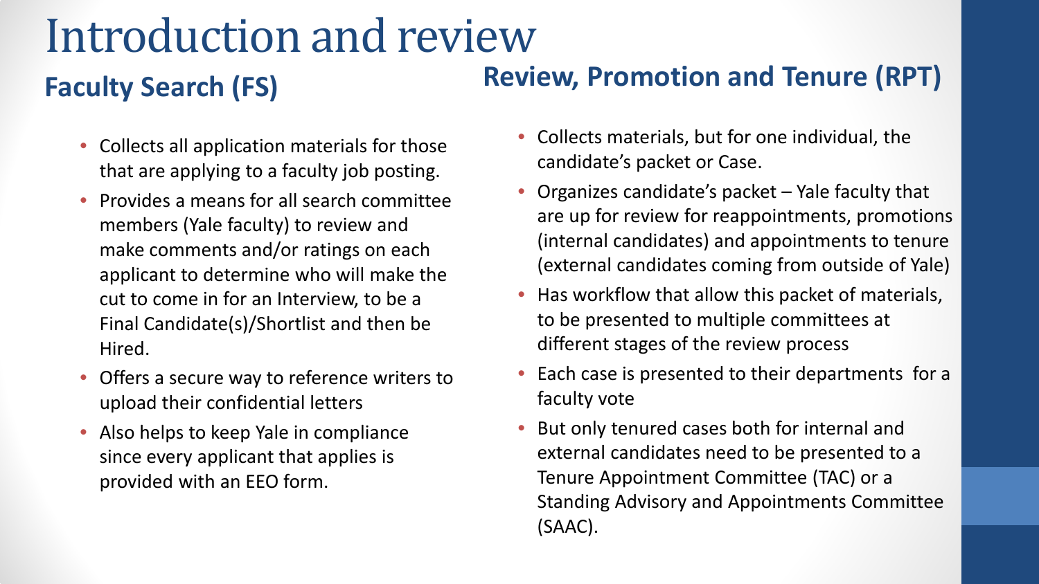# Introduction and review

## Faculty Search (FS)

- Collects all application materials for those that are applying to a faculty job posting.
- Provides a means for all search committee members (Yale faculty) to review and make comments and/or ratings on each applicant to determine who will make the cut to come in for an Interview, to be a Final Candidate(s)/Shortlist and then be Hired.
- Offers a secure way to reference writers to upload their confidential letters
- Also helps to keep Yale in compliance since every applicant that applies is provided with an EEO form.

## Review, Promotion and Tenure (RPT)

- Collects materials, but for one individual, the candidate's packet or Case.
- Organizes candidate's packet – Yale faculty that are up for review for reappointments, promotions (internal candidates) and appointments to tenure (external candidates coming from outside of Yale)
- Has workflow that allow this packet of materials, to be presented to multiple committees at different stages of the review process
- Each case is presented to their departments for a faculty vote
- But only tenured cases both for internal and external candidates need to be presented to a Tenure Appointment Committee (TAC) or a Standing Advisory and Appointments Committee (SAAC).